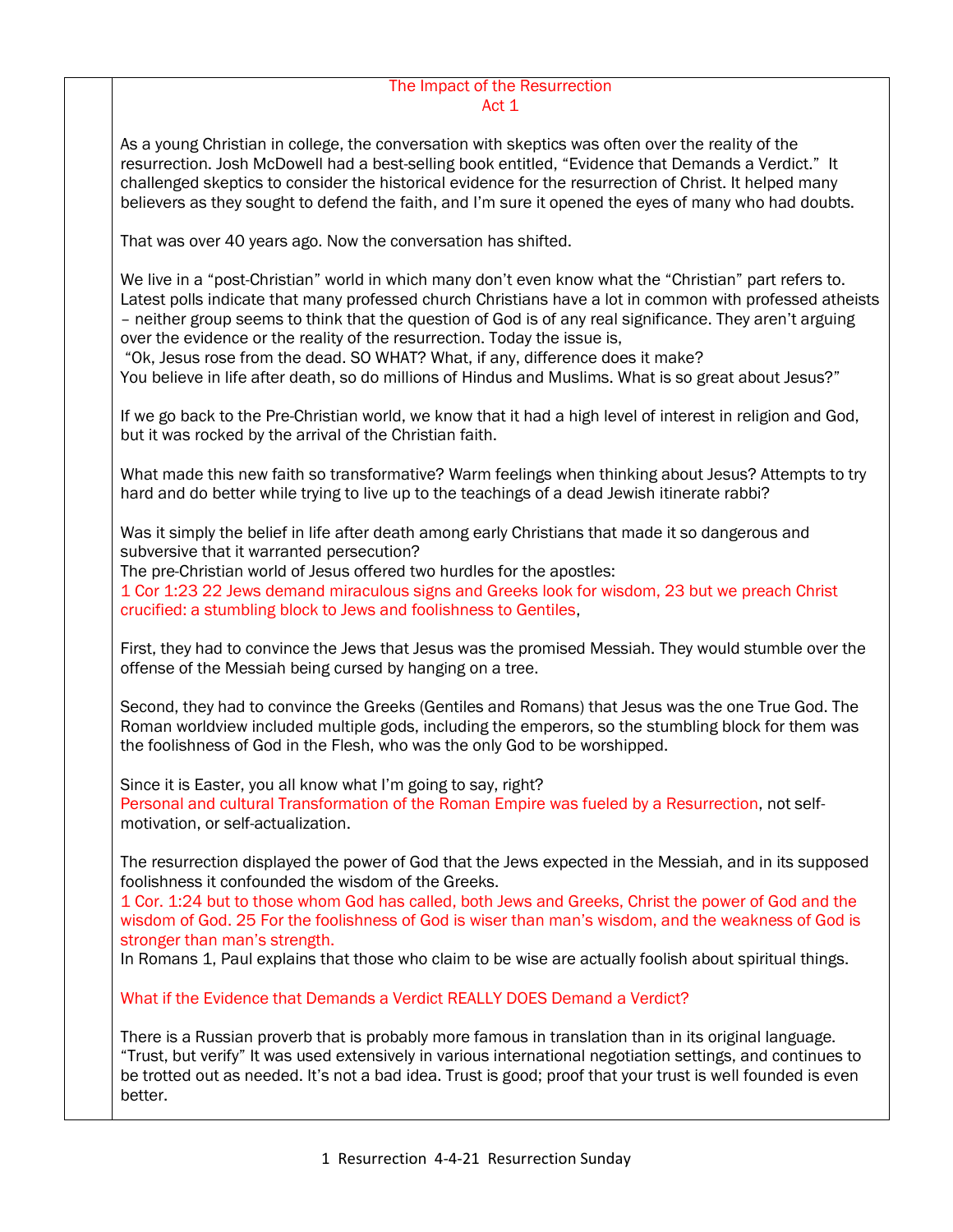# The Impact of the Resurrection
## Act 1

As a young Christian in college, the conversation with skeptics was often over the reality of the resurrection. Josh McDowell had a best-selling book entitled, “Evidence that Demands a Verdict.” It challenged skeptics to consider the historical evidence for the resurrection of Christ. It helped many believers as they sought to defend the faith, and I’m sure it opened the eyes of many who had doubts.

That was over 40 years ago. Now the conversation has shifted.

We live in a “post-Christian” world in which many don’t even know what the “Christian” part refers to. Latest polls indicate that many professed church Christians have a lot in common with professed atheists – neither group seems to think that the question of God is of any real significance. They aren’t arguing over the evidence or the reality of the resurrection. Today the issue is,
“Ok, Jesus rose from the dead. SO WHAT? What, if any, difference does it make?
You believe in life after death, so do millions of Hindus and Muslims. What is so great about Jesus?”

If we go back to the Pre-Christian world, we know that it had a high level of interest in religion and God, but it was rocked by the arrival of the Christian faith.

What made this new faith so transformative? Warm feelings when thinking about Jesus? Attempts to try hard and do better while trying to live up to the teachings of a dead Jewish itinerate rabbi?

Was it simply the belief in life after death among early Christians that made it so dangerous and subversive that it warranted persecution?
The pre-Christian world of Jesus offered two hurdles for the apostles:
1 Cor 1:23 22 Jews demand miraculous signs and Greeks look for wisdom, 23 but we preach Christ crucified: a stumbling block to Jews and foolishness to Gentiles,

First, they had to convince the Jews that Jesus was the promised Messiah. They would stumble over the offense of the Messiah being cursed by hanging on a tree.

Second, they had to convince the Greeks (Gentiles and Romans) that Jesus was the one True God. The Roman worldview included multiple gods, including the emperors, so the stumbling block for them was the foolishness of God in the Flesh, who was the only God to be worshipped.

Since it is Easter, you all know what I’m going to say, right?
Personal and cultural Transformation of the Roman Empire was fueled by a Resurrection, not self-motivation, or self-actualization.

The resurrection displayed the power of God that the Jews expected in the Messiah, and in its supposed foolishness it confounded the wisdom of the Greeks.
1 Cor. 1:24 but to those whom God has called, both Jews and Greeks, Christ the power of God and the wisdom of God. 25 For the foolishness of God is wiser than man’s wisdom, and the weakness of God is stronger than man’s strength.
In Romans 1, Paul explains that those who claim to be wise are actually foolish about spiritual things.

What if the Evidence that Demands a Verdict REALLY DOES Demand a Verdict?

There is a Russian proverb that is probably more famous in translation than in its original language. “Trust, but verify” It was used extensively in various international negotiation settings, and continues to be trotted out as needed. It’s not a bad idea. Trust is good; proof that your trust is well founded is even better.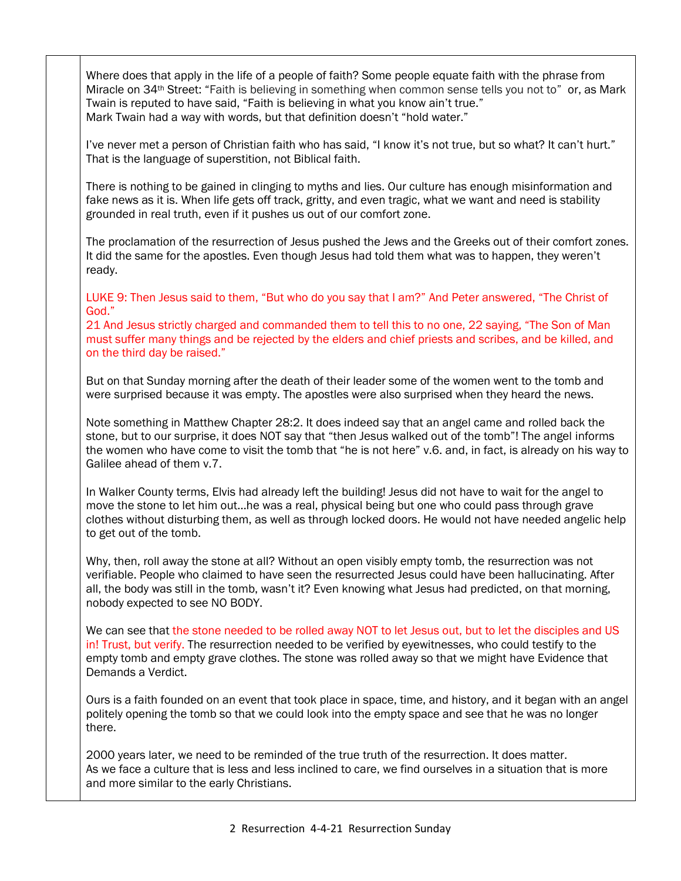Where does that apply in the life of a people of faith? Some people equate faith with the phrase from Miracle on 34th Street: “Faith is believing in something when common sense tells you not to” or, as Mark Twain is reputed to have said, “Faith is believing in what you know ain’t true.”
Mark Twain had a way with words, but that definition doesn’t “hold water.”

I’ve never met a person of Christian faith who has said, “I know it’s not true, but so what? It can’t hurt.” That is the language of superstition, not Biblical faith.

There is nothing to be gained in clinging to myths and lies. Our culture has enough misinformation and fake news as it is. When life gets off track, gritty, and even tragic, what we want and need is stability grounded in real truth, even if it pushes us out of our comfort zone.

The proclamation of the resurrection of Jesus pushed the Jews and the Greeks out of their comfort zones. It did the same for the apostles. Even though Jesus had told them what was to happen, they weren’t ready.

LUKE 9: Then Jesus said to them, “But who do you say that I am?” And Peter answered, “The Christ of God.”
21 And Jesus strictly charged and commanded them to tell this to no one, 22 saying, “The Son of Man must suffer many things and be rejected by the elders and chief priests and scribes, and be killed, and on the third day be raised.”

But on that Sunday morning after the death of their leader some of the women went to the tomb and were surprised because it was empty. The apostles were also surprised when they heard the news.

Note something in Matthew Chapter 28:2. It does indeed say that an angel came and rolled back the stone, but to our surprise, it does NOT say that “then Jesus walked out of the tomb”! The angel informs the women who have come to visit the tomb that “he is not here” v.6. and, in fact, is already on his way to Galilee ahead of them v.7.

In Walker County terms, Elvis had already left the building! Jesus did not have to wait for the angel to move the stone to let him out...he was a real, physical being but one who could pass through grave clothes without disturbing them, as well as through locked doors. He would not have needed angelic help to get out of the tomb.

Why, then, roll away the stone at all? Without an open visibly empty tomb, the resurrection was not verifiable. People who claimed to have seen the resurrected Jesus could have been hallucinating. After all, the body was still in the tomb, wasn’t it? Even knowing what Jesus had predicted, on that morning, nobody expected to see NO BODY.

We can see that the stone needed to be rolled away NOT to let Jesus out, but to let the disciples and US in! Trust, but verify. The resurrection needed to be verified by eyewitnesses, who could testify to the empty tomb and empty grave clothes. The stone was rolled away so that we might have Evidence that Demands a Verdict.

Ours is a faith founded on an event that took place in space, time, and history, and it began with an angel politely opening the tomb so that we could look into the empty space and see that he was no longer there.

2000 years later, we need to be reminded of the true truth of the resurrection. It does matter.
As we face a culture that is less and less inclined to care, we find ourselves in a situation that is more and more similar to the early Christians.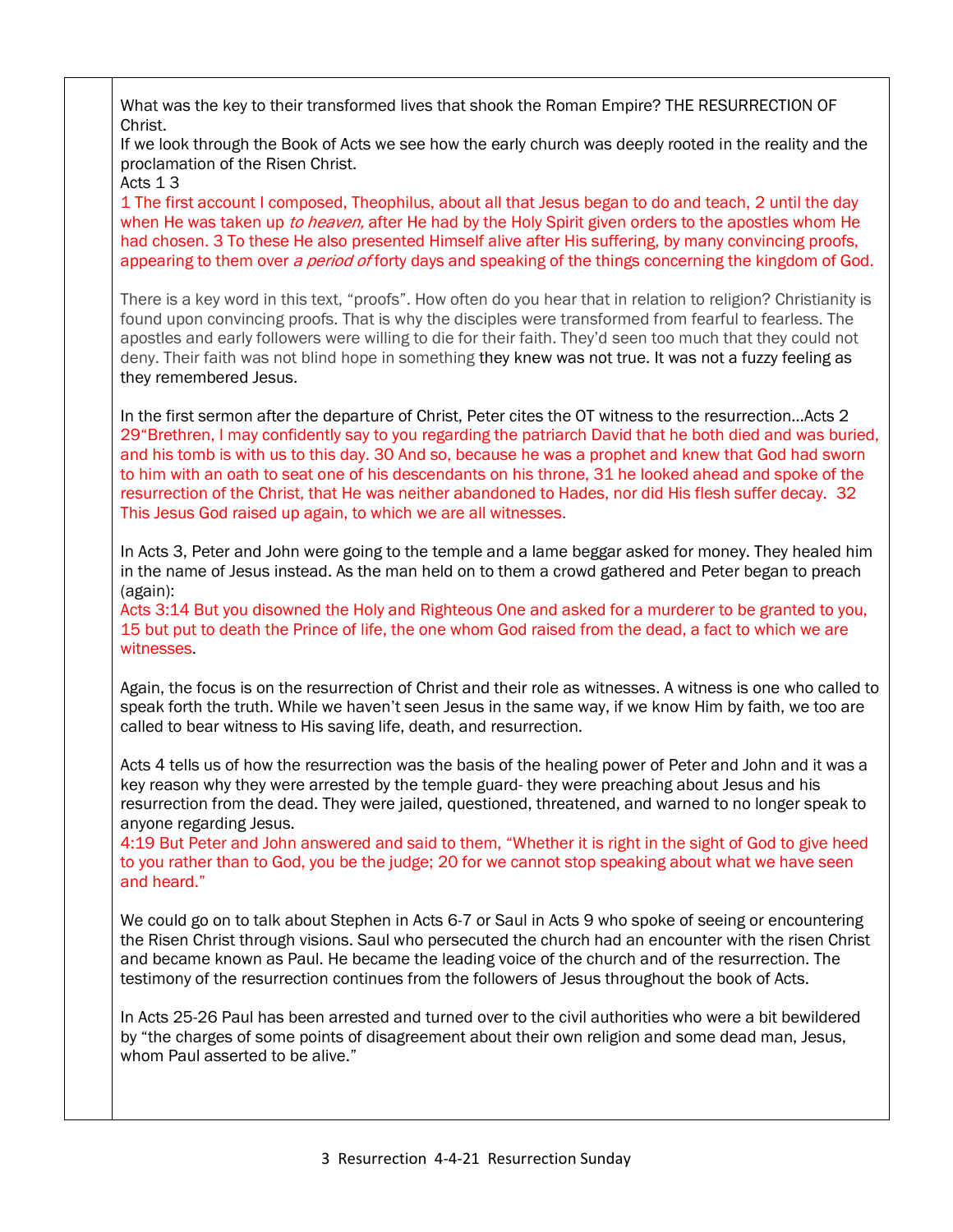What was the key to their transformed lives that shook the Roman Empire? THE RESURRECTION OF Christ.

If we look through the Book of Acts we see how the early church was deeply rooted in the reality and the proclamation of the Risen Christ.

Acts 1 3

1 The first account I composed, Theophilus, about all that Jesus began to do and teach, 2 until the day when He was taken up *to heaven,* after He had by the Holy Spirit given orders to the apostles whom He had chosen. 3 To these He also presented Himself alive after His suffering, by many convincing proofs, appearing to them over *a period of* forty days and speaking of the things concerning the kingdom of God.

There is a key word in this text, "proofs". How often do you hear that in relation to religion? Christianity is found upon convincing proofs. That is why the disciples were transformed from fearful to fearless. The apostles and early followers were willing to die for their faith. They'd seen too much that they could not deny. Their faith was not blind hope in something they knew was not true. It was not a fuzzy feeling as they remembered Jesus.

In the first sermon after the departure of Christ, Peter cites the OT witness to the resurrection…Acts 2 29"Brethren, I may confidently say to you regarding the patriarch David that he both died and was buried, and his tomb is with us to this day. 30 And so, because he was a prophet and knew that God had sworn to him with an oath to seat one of his descendants on his throne, 31 he looked ahead and spoke of the resurrection of the Christ, that He was neither abandoned to Hades, nor did His flesh suffer decay. 32 This Jesus God raised up again, to which we are all witnesses.

In Acts 3, Peter and John were going to the temple and a lame beggar asked for money. They healed him in the name of Jesus instead. As the man held on to them a crowd gathered and Peter began to preach (again):

Acts 3:14 But you disowned the Holy and Righteous One and asked for a murderer to be granted to you, 15 but put to death the Prince of life, the one whom God raised from the dead, a fact to which we are witnesses.

Again, the focus is on the resurrection of Christ and their role as witnesses. A witness is one who called to speak forth the truth. While we haven't seen Jesus in the same way, if we know Him by faith, we too are called to bear witness to His saving life, death, and resurrection.

Acts 4 tells us of how the resurrection was the basis of the healing power of Peter and John and it was a key reason why they were arrested by the temple guard- they were preaching about Jesus and his resurrection from the dead. They were jailed, questioned, threatened, and warned to no longer speak to anyone regarding Jesus.

4:19 But Peter and John answered and said to them, "Whether it is right in the sight of God to give heed to you rather than to God, you be the judge; 20 for we cannot stop speaking about what we have seen and heard."

We could go on to talk about Stephen in Acts 6-7 or Saul in Acts 9 who spoke of seeing or encountering the Risen Christ through visions. Saul who persecuted the church had an encounter with the risen Christ and became known as Paul. He became the leading voice of the church and of the resurrection. The testimony of the resurrection continues from the followers of Jesus throughout the book of Acts.

In Acts 25-26 Paul has been arrested and turned over to the civil authorities who were a bit bewildered by "the charges of some points of disagreement about their own religion and some dead man, Jesus, whom Paul asserted to be alive."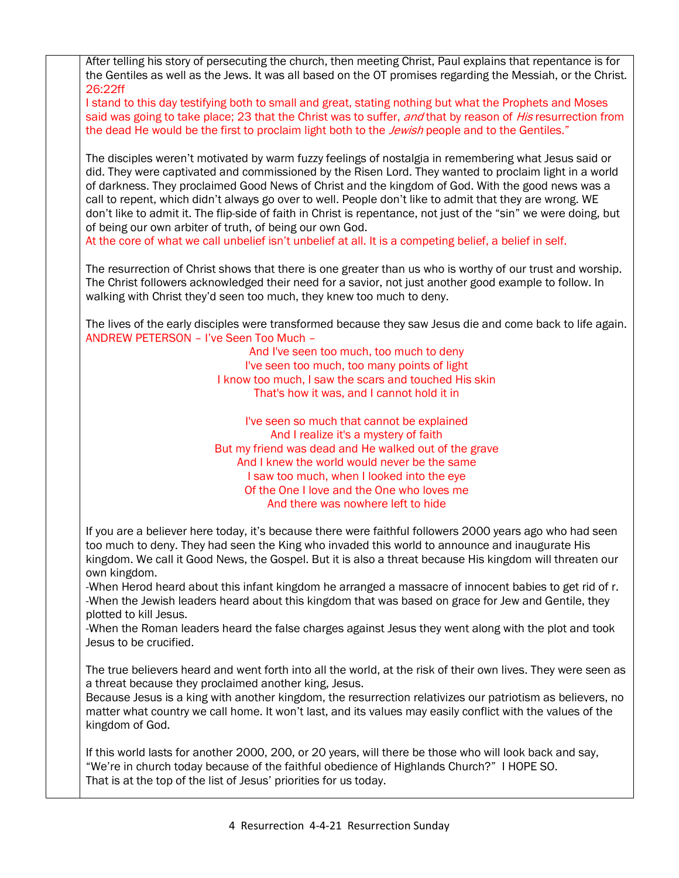After telling his story of persecuting the church, then meeting Christ, Paul explains that repentance is for the Gentiles as well as the Jews. It was all based on the OT promises regarding the Messiah, or the Christ. 26:22ff

I stand to this day testifying both to small and great, stating nothing but what the Prophets and Moses said was going to take place; 23 that the Christ was to suffer, *and* that by reason of *His* resurrection from the dead He would be the first to proclaim light both to the *Jewish* people and to the Gentiles."

The disciples weren't motivated by warm fuzzy feelings of nostalgia in remembering what Jesus said or did. They were captivated and commissioned by the Risen Lord. They wanted to proclaim light in a world of darkness. They proclaimed Good News of Christ and the kingdom of God. With the good news was a call to repent, which didn't always go over to well. People don't like to admit that they are wrong. WE don't like to admit it. The flip-side of faith in Christ is repentance, not just of the "sin" we were doing, but of being our own arbiter of truth, of being our own God.

At the core of what we call unbelief isn't unbelief at all. It is a competing belief, a belief in self.

The resurrection of Christ shows that there is one greater than us who is worthy of our trust and worship. The Christ followers acknowledged their need for a savior, not just another good example to follow. In walking with Christ they'd seen too much, they knew too much to deny.

The lives of the early disciples were transformed because they saw Jesus die and come back to life again.

ANDREW PETERSON – I've Seen Too Much –

And I've seen too much, too much to deny  
I've seen too much, too many points of light  
I know too much, I saw the scars and touched His skin  
That's how it was, and I cannot hold it in

I've seen so much that cannot be explained  
And I realize it's a mystery of faith  
But my friend was dead and He walked out of the grave  
And I knew the world would never be the same  
I saw too much, when I looked into the eye  
Of the One I love and the One who loves me  
And there was nowhere left to hide

If you are a believer here today, it's because there were faithful followers 2000 years ago who had seen too much to deny. They had seen the King who invaded this world to announce and inaugurate His kingdom. We call it Good News, the Gospel. But it is also a threat because His kingdom will threaten our own kingdom.

-When Herod heard about this infant kingdom he arranged a massacre of innocent babies to get rid of r.

-When the Jewish leaders heard about this kingdom that was based on grace for Jew and Gentile, they plotted to kill Jesus.

-When the Roman leaders heard the false charges against Jesus they went along with the plot and took Jesus to be crucified.

The true believers heard and went forth into all the world, at the risk of their own lives. They were seen as a threat because they proclaimed another king, Jesus.

Because Jesus is a king with another kingdom, the resurrection relativizes our patriotism as believers, no matter what country we call home. It won't last, and its values may easily conflict with the values of the kingdom of God.

If this world lasts for another 2000, 200, or 20 years, will there be those who will look back and say, "We're in church today because of the faithful obedience of Highlands Church?" I HOPE SO.

That is at the top of the list of Jesus' priorities for us today.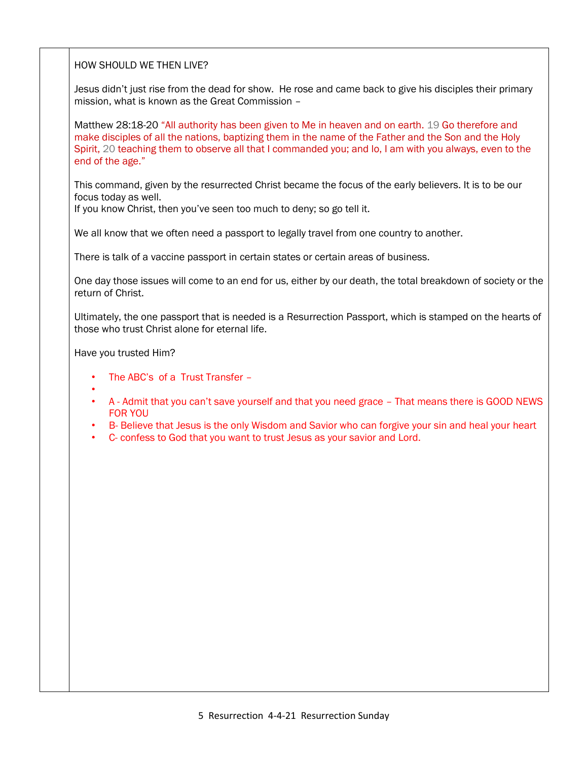HOW SHOULD WE THEN LIVE?

Jesus didn't just rise from the dead for show.  He rose and came back to give his disciples their primary mission, what is known as the Great Commission –

Matthew 28:18-20 "All authority has been given to Me in heaven and on earth. 19 Go therefore and make disciples of all the nations, baptizing them in the name of the Father and the Son and the Holy Spirit, 20 teaching them to observe all that I commanded you; and lo, I am with you always, even to the end of the age."

This command, given by the resurrected Christ became the focus of the early believers. It is to be our focus today as well.
If you know Christ, then you've seen too much to deny; so go tell it.

We all know that we often need a passport to legally travel from one country to another.

There is talk of a vaccine passport in certain states or certain areas of business.

One day those issues will come to an end for us, either by our death, the total breakdown of society or the return of Christ.

Ultimately, the one passport that is needed is a Resurrection Passport, which is stamped on the hearts of those who trust Christ alone for eternal life.

Have you trusted Him?

- The ABC's  of a  Trust Transfer –
- 
- A - Admit that you can't save yourself and that you need grace – That means there is GOOD NEWS FOR YOU
- B- Believe that Jesus is the only Wisdom and Savior who can forgive your sin and heal your heart
- C- confess to God that you want to trust Jesus as your savior and Lord.